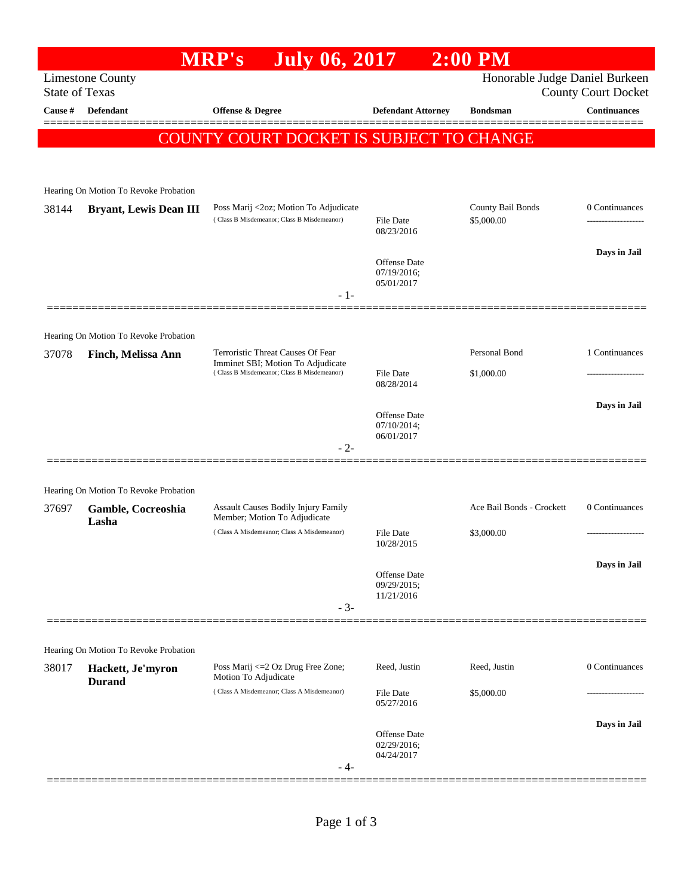# MRP's July 06, 2017 2:00 PM

Limestone County
State of Texas

Honorable Judge Daniel Burkeen
County Court Docket

**COUNTY COURT DOCKET IS SUBJECT TO CHANGE**

| Cause # | Defendant | Offense & Degree | Defendant Attorney | Bondsman | Continuances |
|---|---|---|---|---|---|
| Hearing On Motion To Revoke Probation | | | | | |
| 38144 | **Bryant, Lewis Dean III** | Poss Marij <2oz; Motion To Adjudicate (Class B Misdemeanor; Class B Misdemeanor) | File Date 08/23/2016; Offense Date 07/19/2016; 05/01/2017 | County Bail Bonds $5,000.00 | 0 Continuances; Days in Jail |
| Hearing On Motion To Revoke Probation | | | | | |
| 37078 | **Finch, Melissa Ann** | Terroristic Threat Causes Of Fear Imminet SBI; Motion To Adjudicate (Class B Misdemeanor; Class B Misdemeanor) | File Date 08/28/2014; Offense Date 07/10/2014; 06/01/2017 | Personal Bond $1,000.00 | 1 Continuances; Days in Jail |
| Hearing On Motion To Revoke Probation | | | | | |
| 37697 | **Gamble, Cocreoshia Lasha** | Assault Causes Bodily Injury Family Member; Motion To Adjudicate (Class A Misdemeanor; Class A Misdemeanor) | File Date 10/28/2015; Offense Date 09/29/2015; 11/21/2016 | Ace Bail Bonds - Crockett $3,000.00 | 0 Continuances; Days in Jail |
| Hearing On Motion To Revoke Probation | | | | | |
| 38017 | **Hackett, Je'myron Durand** | Poss Marij <=2 Oz Drug Free Zone; Motion To Adjudicate (Class A Misdemeanor; Class A Misdemeanor) | Reed, Justin; File Date 05/27/2016; Offense Date 02/29/2016; 04/24/2017 | Reed, Justin $5,000.00 | 0 Continuances; Days in Jail |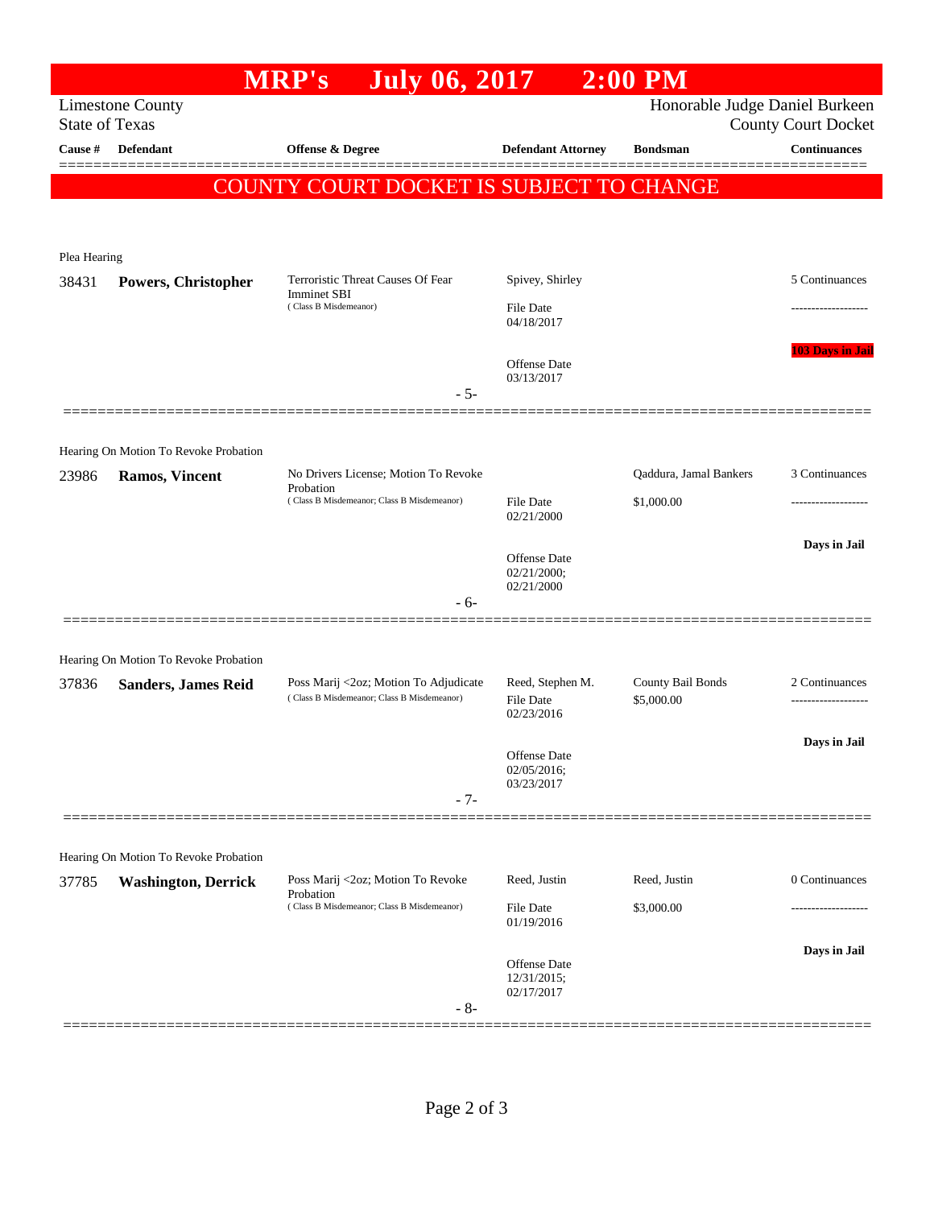# MRP's July 06, 2017 2:00 PM

Limestone County
State of Texas

Honorable Judge Daniel Burkeen
County Court Docket

| Cause # | Defendant | Offense & Degree | Defendant Attorney | Bondsman | Continuances |
|---|---|---|---|---|---|

**COUNTY COURT DOCKET IS SUBJECT TO CHANGE**

Plea Hearing

| Cause # | Defendant | Offense & Degree | Defendant Attorney | Bondsman | Continuances |
|---|---|---|---|---|---|
| 38431 | **Powers, Christopher** | Terroristic Threat Causes Of Fear Imminet SBI (Class B Misdemeanor) | Spivey, Shirley<br>File Date 04/18/2017<br>Offense Date 03/13/2017 | | 5 Continuances<br>-------------------<br>**103 Days in Jail** |

- 5-

Hearing On Motion To Revoke Probation

| Cause # | Defendant | Offense & Degree | Defendant Attorney | Bondsman | Continuances |
|---|---|---|---|---|---|
| 23986 | **Ramos, Vincent** | No Drivers License; Motion To Revoke Probation (Class B Misdemeanor; Class B Misdemeanor) | File Date 02/21/2000<br>Offense Date 02/21/2000; 02/21/2000 | Qaddura, Jamal Bankers<br>$1,000.00 | 3 Continuances<br>-------------------<br>**Days in Jail** |

- 6-

Hearing On Motion To Revoke Probation

| Cause # | Defendant | Offense & Degree | Defendant Attorney | Bondsman | Continuances |
|---|---|---|---|---|---|
| 37836 | **Sanders, James Reid** | Poss Marij <2oz; Motion To Adjudicate (Class B Misdemeanor; Class B Misdemeanor) | Reed, Stephen M.<br>File Date 02/23/2016<br>Offense Date 02/05/2016; 03/23/2017 | County Bail Bonds<br>$5,000.00 | 2 Continuances<br>-------------------<br>**Days in Jail** |

- 7-

Hearing On Motion To Revoke Probation

| Cause # | Defendant | Offense & Degree | Defendant Attorney | Bondsman | Continuances |
|---|---|---|---|---|---|
| 37785 | **Washington, Derrick** | Poss Marij <2oz; Motion To Revoke Probation (Class B Misdemeanor; Class B Misdemeanor) | Reed, Justin<br>File Date 01/19/2016<br>Offense Date 12/31/2015; 02/17/2017 | Reed, Justin<br>$3,000.00 | 0 Continuances<br>-------------------<br>**Days in Jail** |

- 8-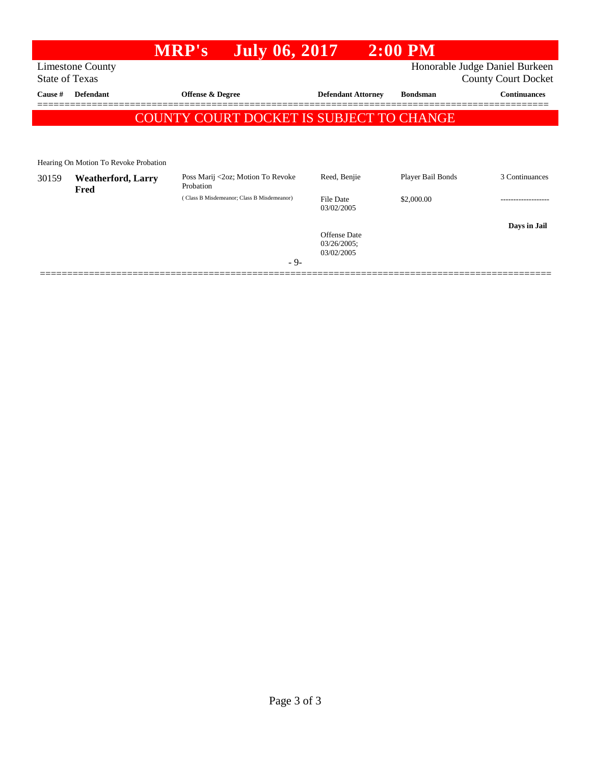# MRP's July 06, 2017 2:00 PM

Limestone County
State of Texas

Honorable Judge Daniel Burkeen
County Court Docket

| Cause # | Defendant | Offense & Degree | Defendant Attorney | Bondsman | Continuances |
|---|---|---|---|---|---|

## COUNTY COURT DOCKET IS SUBJECT TO CHANGE

Hearing On Motion To Revoke Probation

| Cause # | Defendant | Offense & Degree | Defendant Attorney | Bondsman | Continuances |
|---|---|---|---|---|---|
| 30159 | **Weatherford, Larry Fred** | Poss Marij <2oz; Motion To Revoke Probation<br>( Class B Misdemeanor; Class B Misdemeanor) | Reed, Benjie<br>File Date 03/02/2005<br>Offense Date 03/26/2005; 03/02/2005 | Player Bail Bonds<br>$2,000.00 | 3 Continuances<br>-------------------<br>**Days in Jail** |

- 9-